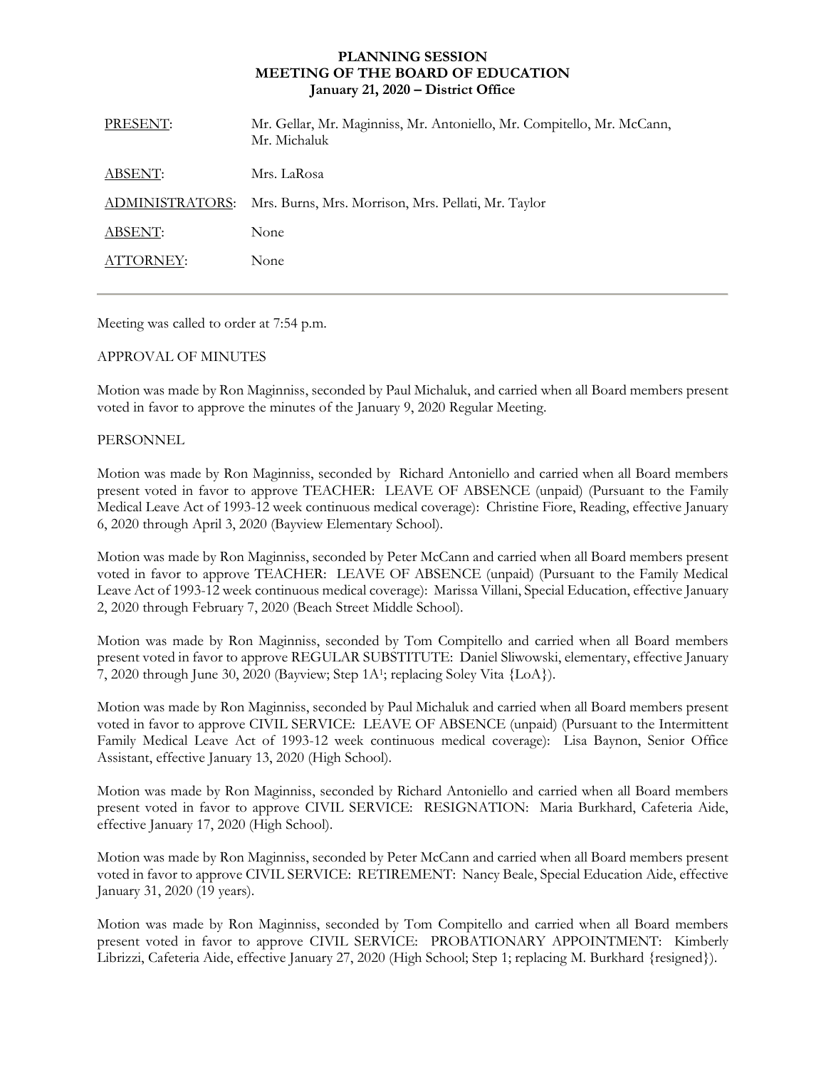# PLANNING SESSION
## MEETING OF THE BOARD OF EDUCATION
### January 21, 2020 – District Office

| | |
|---|---|
| PRESENT: | Mr. Gellar, Mr. Maginniss, Mr. Antoniello, Mr. Compitello, Mr. McCann, Mr. Michaluk |
| ABSENT: | Mrs. LaRosa |
| ADMINISTRATORS: | Mrs. Burns, Mrs. Morrison, Mrs. Pellati, Mr. Taylor |
| ABSENT: | None |
| ATTORNEY: | None |

Meeting was called to order at 7:54 p.m.

APPROVAL OF MINUTES

Motion was made by Ron Maginniss, seconded by Paul Michaluk, and carried when all Board members present voted in favor to approve the minutes of the January 9, 2020 Regular Meeting.

PERSONNEL

Motion was made by Ron Maginniss, seconded by Richard Antoniello and carried when all Board members present voted in favor to approve TEACHER: LEAVE OF ABSENCE (unpaid) (Pursuant to the Family Medical Leave Act of 1993-12 week continuous medical coverage): Christine Fiore, Reading, effective January 6, 2020 through April 3, 2020 (Bayview Elementary School).

Motion was made by Ron Maginniss, seconded by Peter McCann and carried when all Board members present voted in favor to approve TEACHER: LEAVE OF ABSENCE (unpaid) (Pursuant to the Family Medical Leave Act of 1993-12 week continuous medical coverage): Marissa Villani, Special Education, effective January 2, 2020 through February 7, 2020 (Beach Street Middle School).

Motion was made by Ron Maginniss, seconded by Tom Compitello and carried when all Board members present voted in favor to approve REGULAR SUBSTITUTE: Daniel Sliwowski, elementary, effective January 7, 2020 through June 30, 2020 (Bayview; Step 1A[1]; replacing Soley Vita {LoA}).

Motion was made by Ron Maginniss, seconded by Paul Michaluk and carried when all Board members present voted in favor to approve CIVIL SERVICE: LEAVE OF ABSENCE (unpaid) (Pursuant to the Intermittent Family Medical Leave Act of 1993-12 week continuous medical coverage): Lisa Baynon, Senior Office Assistant, effective January 13, 2020 (High School).

Motion was made by Ron Maginniss, seconded by Richard Antoniello and carried when all Board members present voted in favor to approve CIVIL SERVICE: RESIGNATION: Maria Burkhard, Cafeteria Aide, effective January 17, 2020 (High School).

Motion was made by Ron Maginniss, seconded by Peter McCann and carried when all Board members present voted in favor to approve CIVIL SERVICE: RETIREMENT: Nancy Beale, Special Education Aide, effective January 31, 2020 (19 years).

Motion was made by Ron Maginniss, seconded by Tom Compitello and carried when all Board members present voted in favor to approve CIVIL SERVICE: PROBATIONARY APPOINTMENT: Kimberly Librizzi, Cafeteria Aide, effective January 27, 2020 (High School; Step 1; replacing M. Burkhard {resigned}).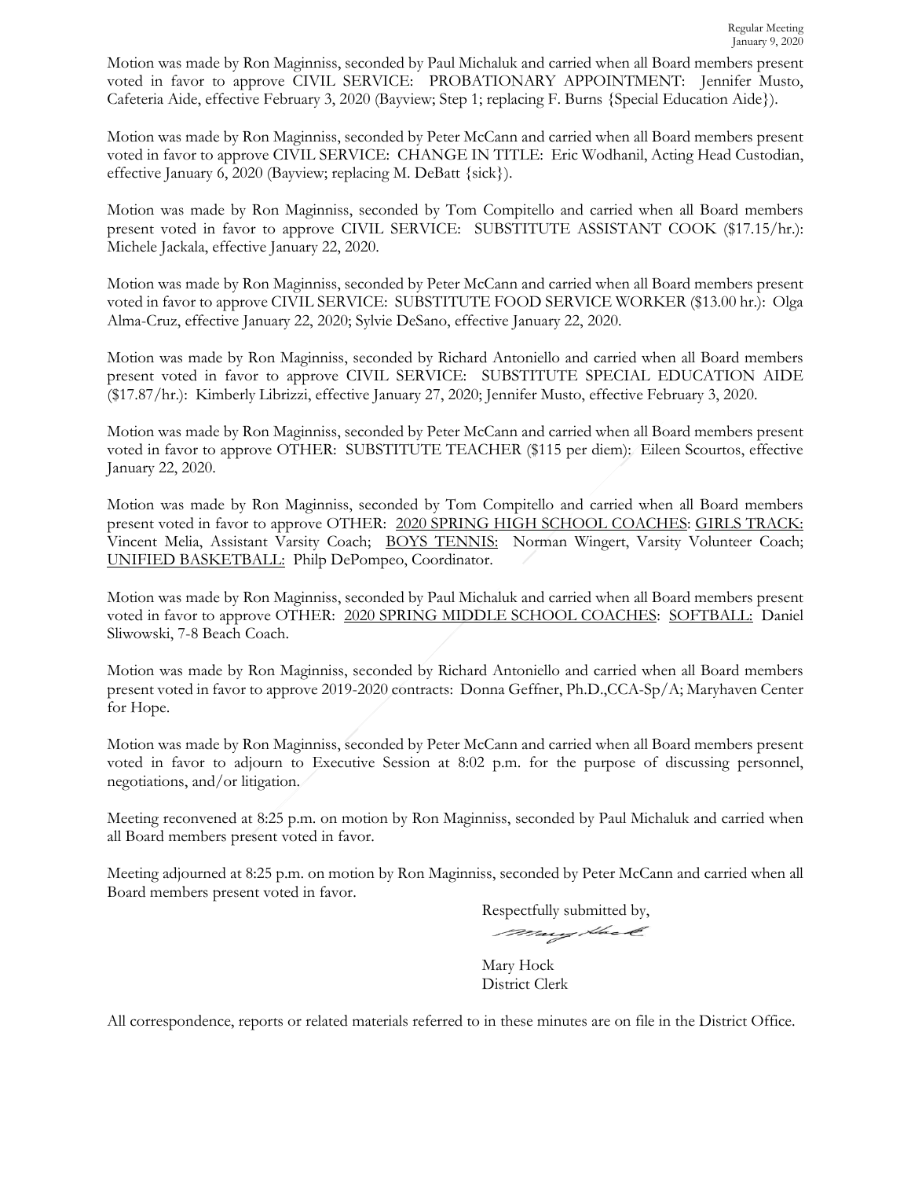Motion was made by Ron Maginniss, seconded by Paul Michaluk and carried when all Board members present voted in favor to approve CIVIL SERVICE: PROBATIONARY APPOINTMENT: Jennifer Musto, Cafeteria Aide, effective February 3, 2020 (Bayview; Step 1; replacing F. Burns {Special Education Aide}).

Motion was made by Ron Maginniss, seconded by Peter McCann and carried when all Board members present voted in favor to approve CIVIL SERVICE: CHANGE IN TITLE: Eric Wodhanil, Acting Head Custodian, effective January 6, 2020 (Bayview; replacing M. DeBatt {sick}).

Motion was made by Ron Maginniss, seconded by Tom Compitello and carried when all Board members present voted in favor to approve CIVIL SERVICE: SUBSTITUTE ASSISTANT COOK ($17.15/hr.): Michele Jackala, effective January 22, 2020.

Motion was made by Ron Maginniss, seconded by Peter McCann and carried when all Board members present voted in favor to approve CIVIL SERVICE: SUBSTITUTE FOOD SERVICE WORKER ($13.00 hr.): Olga Alma-Cruz, effective January 22, 2020; Sylvie DeSano, effective January 22, 2020.

Motion was made by Ron Maginniss, seconded by Richard Antoniello and carried when all Board members present voted in favor to approve CIVIL SERVICE: SUBSTITUTE SPECIAL EDUCATION AIDE ($17.87/hr.): Kimberly Librizzi, effective January 27, 2020; Jennifer Musto, effective February 3, 2020.

Motion was made by Ron Maginniss, seconded by Peter McCann and carried when all Board members present voted in favor to approve OTHER: SUBSTITUTE TEACHER ($115 per diem): Eileen Scourtos, effective January 22, 2020.

Motion was made by Ron Maginniss, seconded by Tom Compitello and carried when all Board members present voted in favor to approve OTHER: <u>2020 SPRING HIGH SCHOOL COACHES</u>: <u>GIRLS TRACK:</u> Vincent Melia, Assistant Varsity Coach; <u>BOYS TENNIS:</u> Norman Wingert, Varsity Volunteer Coach; <u>UNIFIED BASKETBALL:</u> Philp DePompeo, Coordinator.

Motion was made by Ron Maginniss, seconded by Paul Michaluk and carried when all Board members present voted in favor to approve OTHER: <u>2020 SPRING MIDDLE SCHOOL COACHES</u>: <u>SOFTBALL:</u> Daniel Sliwowski, 7-8 Beach Coach.

Motion was made by Ron Maginniss, seconded by Richard Antoniello and carried when all Board members present voted in favor to approve 2019-2020 contracts: Donna Geffner, Ph.D.,CCA-Sp/A; Maryhaven Center for Hope.

Motion was made by Ron Maginniss, seconded by Peter McCann and carried when all Board members present voted in favor to adjourn to Executive Session at 8:02 p.m. for the purpose of discussing personnel, negotiations, and/or litigation.

Meeting reconvened at 8:25 p.m. on motion by Ron Maginniss, seconded by Paul Michaluk and carried when all Board members present voted in favor.

Meeting adjourned at 8:25 p.m. on motion by Ron Maginniss, seconded by Peter McCann and carried when all Board members present voted in favor.

Respectfully submitted by,

Mary Hock
District Clerk

All correspondence, reports or related materials referred to in these minutes are on file in the District Office.